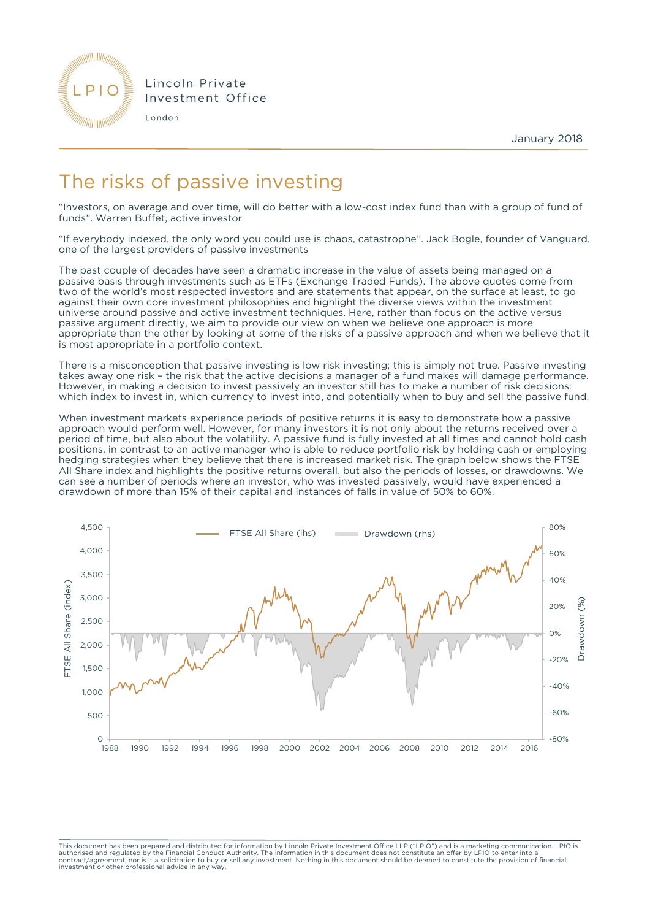Lincoln Private Investment Office

London

January 2018

# The risks of passive investing

"Investors, on average and over time, will do better with a low-cost index fund than with a group of fund of funds". Warren Buffet, active investor

"If everybody indexed, the only word you could use is chaos, catastrophe". Jack Bogle, founder of Vanguard, one of the largest providers of passive investments

The past couple of decades have seen a dramatic increase in the value of assets being managed on a passive basis through investments such as ETFs (Exchange Traded Funds). The above quotes come from two of the world's most respected investors and are statements that appear, on the surface at least, to go against their own core investment philosophies and highlight the diverse views within the investment universe around passive and active investment techniques. Here, rather than focus on the active versus passive argument directly, we aim to provide our view on when we believe one approach is more appropriate than the other by looking at some of the risks of a passive approach and when we believe that it is most appropriate in a portfolio context.

There is a misconception that passive investing is low risk investing; this is simply not true. Passive investing takes away one risk – the risk that the active decisions a manager of a fund makes will damage performance. However, in making a decision to invest passively an investor still has to make a number of risk decisions: which index to invest in, which currency to invest into, and potentially when to buy and sell the passive fund.

When investment markets experience periods of positive returns it is easy to demonstrate how a passive approach would perform well. However, for many investors it is not only about the returns received over a period of time, but also about the volatility. A passive fund is fully invested at all times and cannot hold cash positions, in contrast to an active manager who is able to reduce portfolio risk by holding cash or employing hedging strategies when they believe that there is increased market risk. The graph below shows the FTSE All Share index and highlights the positive returns overall, but also the periods of losses, or drawdowns. We can see a number of periods where an investor, who was invested passively, would have experienced a drawdown of more than 15% of their capital and instances of falls in value of 50% to 60%.

This document has been prepared and distributed for information by Lincoln Private Investment Office LLP ("LPIO") and is a marketing communication. LPIO is authorised and regulated by the Financial Conduct Authority. The information in this document does not constitute an offer by LPIO to enter into a contract/agreement, nor is it a solicitation to buy or sell any investment. Nothing in this document should be deemed to constitute the provision of financial, investment or other professional advice in any way.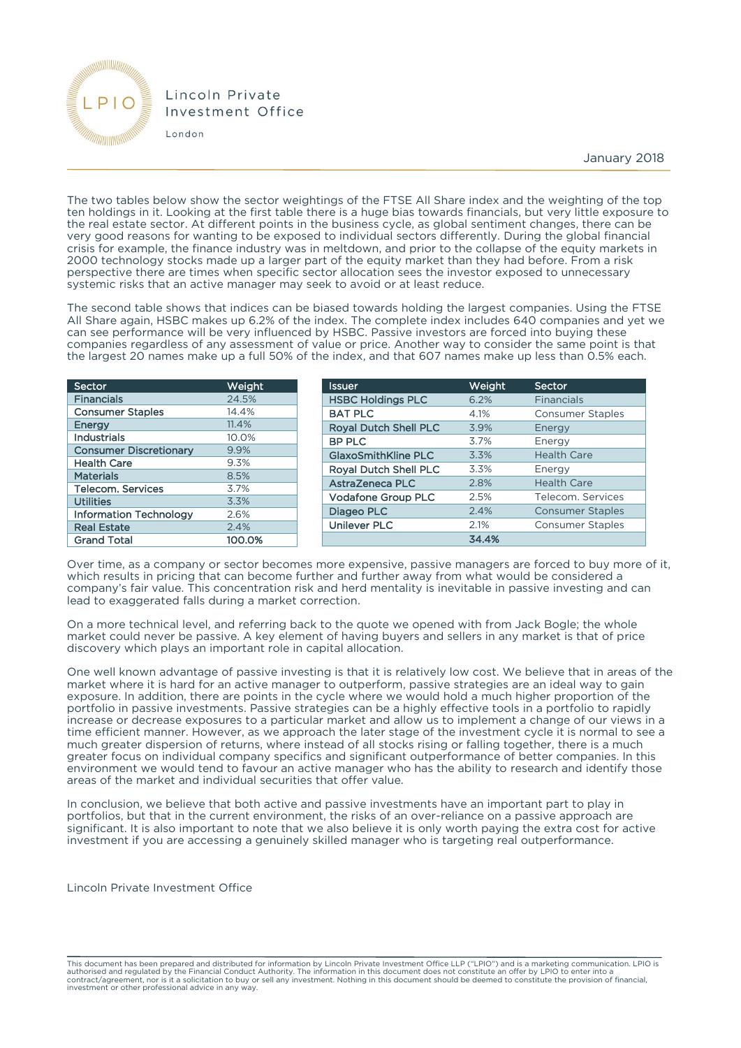Lincoln Private Investment Office

London

January 2018

The two tables below show the sector weightings of the FTSE All Share index and the weighting of the top ten holdings in it. Looking at the first table there is a huge bias towards financials, but very little exposure to the real estate sector. At different points in the business cycle, as global sentiment changes, there can be very good reasons for wanting to be exposed to individual sectors differently. During the global financial crisis for example, the finance industry was in meltdown, and prior to the collapse of the equity markets in 2000 technology stocks made up a larger part of the equity market than they had before. From a risk perspective there are times when specific sector allocation sees the investor exposed to unnecessary systemic risks that an active manager may seek to avoid or at least reduce.

The second table shows that indices can be biased towards holding the largest companies. Using the FTSE All Share again, HSBC makes up 6.2% of the index. The complete index includes 640 companies and yet we can see performance will be very influenced by HSBC. Passive investors are forced into buying these companies regardless of any assessment of value or price. Another way to consider the same point is that the largest 20 names make up a full 50% of the index, and that 607 names make up less than 0.5% each.

| Sector | Weight |
|---|---|
| Financials | 24.5% |
| Consumer Staples | 14.4% |
| Energy | 11.4% |
| Industrials | 10.0% |
| Consumer Discretionary | 9.9% |
| Health Care | 9.3% |
| Materials | 8.5% |
| Telecom. Services | 3.7% |
| Utilities | 3.3% |
| Information Technology | 2.6% |
| Real Estate | 2.4% |
| Grand Total | 100.0% |

| Issuer | Weight | Sector |
|---|---|---|
| HSBC Holdings PLC | 6.2% | Financials |
| BAT PLC | 4.1% | Consumer Staples |
| Royal Dutch Shell PLC | 3.9% | Energy |
| BP PLC | 3.7% | Energy |
| GlaxoSmithKline PLC | 3.3% | Health Care |
| Royal Dutch Shell PLC | 3.3% | Energy |
| AstraZeneca PLC | 2.8% | Health Care |
| Vodafone Group PLC | 2.5% | Telecom. Services |
| Diageo PLC | 2.4% | Consumer Staples |
| Unilever PLC | 2.1% | Consumer Staples |
| | 34.4% | |

Over time, as a company or sector becomes more expensive, passive managers are forced to buy more of it, which results in pricing that can become further and further away from what would be considered a company's fair value. This concentration risk and herd mentality is inevitable in passive investing and can lead to exaggerated falls during a market correction.

On a more technical level, and referring back to the quote we opened with from Jack Bogle; the whole market could never be passive. A key element of having buyers and sellers in any market is that of price discovery which plays an important role in capital allocation.

One well known advantage of passive investing is that it is relatively low cost. We believe that in areas of the market where it is hard for an active manager to outperform, passive strategies are an ideal way to gain exposure. In addition, there are points in the cycle where we would hold a much higher proportion of the portfolio in passive investments. Passive strategies can be a highly effective tools in a portfolio to rapidly increase or decrease exposures to a particular market and allow us to implement a change of our views in a time efficient manner. However, as we approach the later stage of the investment cycle it is normal to see a much greater dispersion of returns, where instead of all stocks rising or falling together, there is a much greater focus on individual company specifics and significant outperformance of better companies. In this environment we would tend to favour an active manager who has the ability to research and identify those areas of the market and individual securities that offer value.

In conclusion, we believe that both active and passive investments have an important part to play in portfolios, but that in the current environment, the risks of an over-reliance on a passive approach are significant. It is also important to note that we also believe it is only worth paying the extra cost for active investment if you are accessing a genuinely skilled manager who is targeting real outperformance.

Lincoln Private Investment Office

This document has been prepared and distributed for information by Lincoln Private Investment Office LLP ("LPIO") and is a marketing communication. LPIO is authorised and regulated by the Financial Conduct Authority. The information in this document does not constitute an offer by LPIO to enter into a contract/agreement, nor is it a solicitation to buy or sell any investment. Nothing in this document should be deemed to constitute the provision of financial, investment or other professional advice in any way.